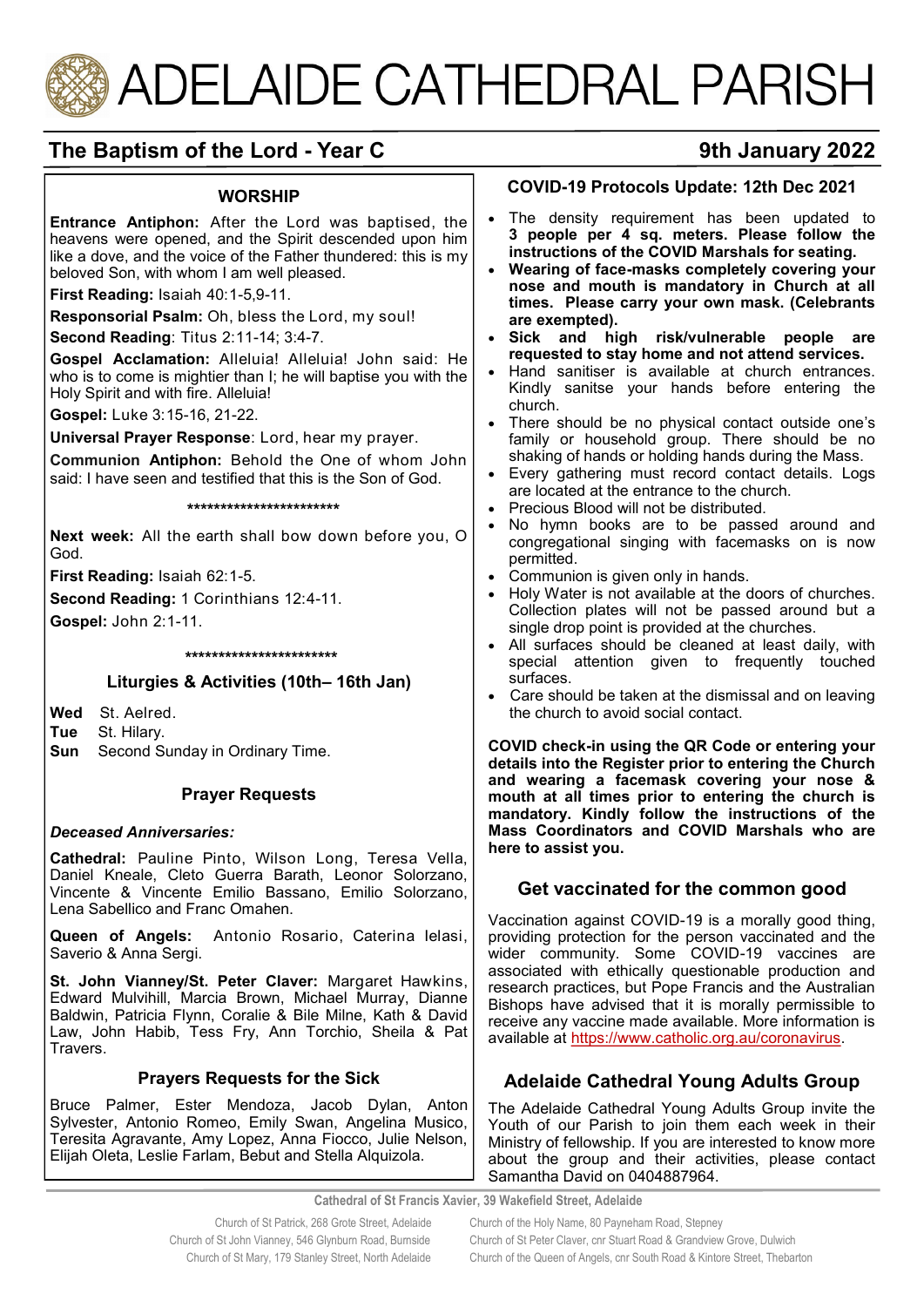# ADELAIDE CATHEDRAL PARISH

## The Baptism of the Lord - Year C

**9th January 2022**

### WORSHIP

**Entrance Antiphon:** After the Lord was baptised, the heavens were opened, and the Spirit descended upon him like a dove, and the voice of the Father thundered: this is my beloved Son, with whom I am well pleased.

**First Reading:** Isaiah 40:1-5,9-11.

**Responsorial Psalm:** Oh, bless the Lord, my soul!

**Second Reading**: Titus 2:11-14; 3:4-7.

**Gospel Acclamation:** Alleluia! Alleluia! John said: He who is to come is mightier than I; he will baptise you with the Holy Spirit and with fire. Alleluia!

**Gospel:** Luke 3:15-16, 21-22.

**Universal Prayer Response**: Lord, hear my prayer.

**Communion Antiphon:** Behold the One of whom John said: I have seen and testified that this is the Son of God.

************************

**Next week:** All the earth shall bow down before you, O God.

**First Reading:** Isaiah 62:1-5.

**Second Reading:** 1 Corinthians 12:4-11.

**Gospel:** John 2:1-11.

************************

### Liturgies & Activities (10th– 16th Jan)

**Wed** St. Aelred.
**Tue** St. Hilary.
**Sun** Second Sunday in Ordinary Time.

### Prayer Requests

***Deceased Anniversaries:***

**Cathedral:** Pauline Pinto, Wilson Long, Teresa Vella, Daniel Kneale, Cleto Guerra Barath, Leonor Solorzano, Vincente & Vincente Emilio Bassano, Emilio Solorzano, Lena Sabellico and Franc Omahen.

**Queen of Angels:** Antonio Rosario, Caterina Ielasi, Saverio & Anna Sergi.

**St. John Vianney/St. Peter Claver:** Margaret Hawkins, Edward Mulvihill, Marcia Brown, Michael Murray, Dianne Baldwin, Patricia Flynn, Coralie & Bile Milne, Kath & David Law, John Habib, Tess Fry, Ann Torchio, Sheila & Pat Travers.

### Prayers Requests for the Sick

Bruce Palmer, Ester Mendoza, Jacob Dylan, Anton Sylvester, Antonio Romeo, Emily Swan, Angelina Musico, Teresita Agravante, Amy Lopez, Anna Fiocco, Julie Nelson, Elijah Oleta, Leslie Farlam, Bebut and Stella Alquizola.

### COVID-19 Protocols Update: 12th Dec 2021

- The density requirement has been updated to **3 people per 4 sq. meters. Please follow the instructions of the COVID Marshals for seating.**
- **Wearing of face-masks completely covering your nose and mouth is mandatory in Church at all times. Please carry your own mask. (Celebrants are exempted).**
- **Sick and high risk/vulnerable people are requested to stay home and not attend services.**
- Hand sanitiser is available at church entrances. Kindly sanitse your hands before entering the church.
- There should be no physical contact outside one's family or household group. There should be no shaking of hands or holding hands during the Mass.
- Every gathering must record contact details. Logs are located at the entrance to the church.
- Precious Blood will not be distributed.
- No hymn books are to be passed around and congregational singing with facemasks on is now permitted.
- Communion is given only in hands.
- Holy Water is not available at the doors of churches. Collection plates will not be passed around but a single drop point is provided at the churches.
- All surfaces should be cleaned at least daily, with special attention given to frequently touched surfaces.
- Care should be taken at the dismissal and on leaving the church to avoid social contact.

**COVID check-in using the QR Code or entering your details into the Register prior to entering the Church and wearing a facemask covering your nose & mouth at all times prior to entering the church is mandatory. Kindly follow the instructions of the Mass Coordinators and COVID Marshals who are here to assist you.**

### Get vaccinated for the common good

Vaccination against COVID-19 is a morally good thing, providing protection for the person vaccinated and the wider community. Some COVID-19 vaccines are associated with ethically questionable production and research practices, but Pope Francis and the Australian Bishops have advised that it is morally permissible to receive any vaccine made available. More information is available at https://www.catholic.org.au/coronavirus.

### Adelaide Cathedral Young Adults Group

The Adelaide Cathedral Young Adults Group invite the Youth of our Parish to join them each week in their Ministry of fellowship. If you are interested to know more about the group and their activities, please contact Samantha David on 0404887964.

**Cathedral of St Francis Xavier, 39 Wakefield Street, Adelaide**

Church of St Patrick, 268 Grote Street, Adelaide
Church of St John Vianney, 546 Glynburn Road, Burnside
Church of St Mary, 179 Stanley Street, North Adelaide
Church of the Holy Name, 80 Payneham Road, Stepney
Church of St Peter Claver, cnr Stuart Road & Grandview Grove, Dulwich
Church of the Queen of Angels, cnr South Road & Kintore Street, Thebarton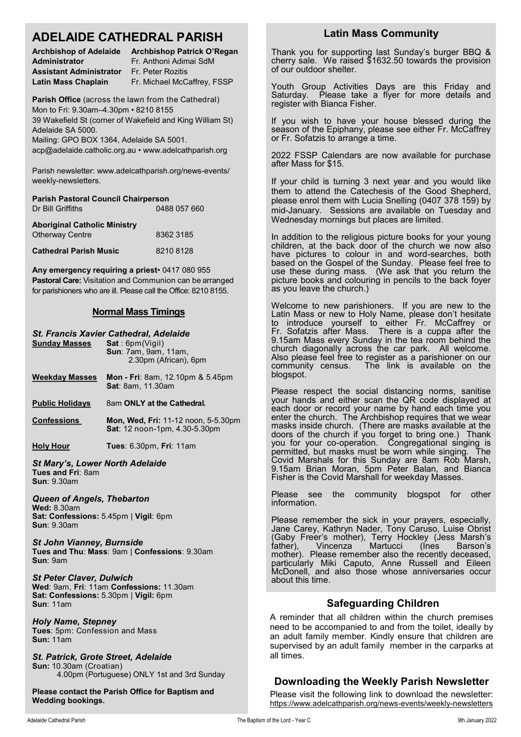# ADELAIDE CATHEDRAL PARISH

| | |
|---|---|
| **Archbishop of Adelaide** | **Archbishop Patrick O'Regan** |
| **Administrator** | Fr. Anthoni Adimai SdM |
| **Assistant Administrator** | Fr. Peter Rozitis |
| **Latin Mass Chaplain** | Fr. Michael McCaffrey, FSSP |

**Parish Office** (across the lawn from the Cathedral)
Mon to Fri: 9.30am–4.30pm • 8210 8155
39 Wakefield St (corner of Wakefield and King William St)
Adelaide SA 5000.
Mailing: GPO BOX 1364, Adelaide SA 5001.
acp@adelaide.catholic.org.au • www.adelcathparish.org

Parish newsletter: www.adelcathparish.org/news-events/weekly-newsletters.

**Parish Pastoral Council Chairperson**
Dr Bill Griffiths 0488 057 660

**Aboriginal Catholic Ministry**
Otherway Centre 8362 3185

**Cathedral Parish Music** 8210 8128

**Any emergency requiring a priest**• 0417 080 955
**Pastoral Care:** Visitation and Communion can be arranged for parishioners who are ill. Please call the Office: 8210 8155.

## Normal Mass Timings

### *St. Francis Xavier Cathedral, Adelaide*

| | |
|---|---|
| **Sunday Masses** | **Sat** : 6pm(Vigil)<br>**Sun**: 7am, 9am, 11am, 2.30pm (African), 6pm |
| **Weekday Masses** | **Mon - Fri**: 8am, 12.10pm & 5.45pm<br>**Sat**: 8am, 11.30am |
| **Public Holidays** | 8am **ONLY at the Cathedral.** |
| **Confessions** | **Mon, Wed, Fri:** 11-12 noon, 5-5.30pm<br>**Sat**: 12 noon-1pm, 4.30-5.30pm |
| **Holy Hour** | **Tues**: 6.30pm, **Fri**: 11am |

*St Mary's, Lower North Adelaide*
**Tues and Fri**: 8am
**Sun**: 9.30am

*Queen of Angels, Thebarton*
**Wed:** 8.30am
**Sat: Confessions:** 5.45pm | **Vigil**: 6pm
**Sun**: 9.30am

*St John Vianney, Burnside*
**Tues and Thu**: **Mass**: 9am | **Confessions**: 9.30am
**Sun**: 9am

*St Peter Claver, Dulwich*
**Wed**: 9am, **Fri**: 11am **Confessions:** 11.30am
**Sat: Confessions:** 5.30pm | **Vigil:** 6pm
**Sun**: 11am

*Holy Name, Stepney*
**Tues**: 5pm: Confession and Mass
**Sun:** 11am

*St. Patrick, Grote Street, Adelaide*
**Sun:** 10.30am (Croatian)
4.00pm (Portuguese) ONLY 1st and 3rd Sunday

**Please contact the Parish Office for Baptism and Wedding bookings.**

## Latin Mass Community

Thank you for supporting last Sunday's burger BBQ & cherry sale. We raised $1632.50 towards the provision of our outdoor shelter.

Youth Group Activities Days are this Friday and Saturday. Please take a flyer for more details and register with Bianca Fisher.

If you wish to have your house blessed during the season of the Epiphany, please see either Fr. McCaffrey or Fr. Sofatzis to arrange a time.

2022 FSSP Calendars are now available for purchase after Mass for $15.

If your child is turning 3 next year and you would like them to attend the Catechesis of the Good Shepherd, please enrol them with Lucia Snelling (0407 378 159) by mid-January. Sessions are available on Tuesday and Wednesday mornings but places are limited.

In addition to the religious picture books for your young children, at the back door of the church we now also have pictures to colour in and word-searches, both based on the Gospel of the Sunday. Please feel free to use these during mass. (We ask that you return the picture books and colouring in pencils to the back foyer as you leave the church.)

Welcome to new parishioners. If you are new to the Latin Mass or new to Holy Name, please don't hesitate to introduce yourself to either Fr. McCaffrey or Fr. Sofatzis after Mass. There is a cuppa after the 9.15am Mass every Sunday in the tea room behind the church diagonally across the car park. All welcome. Also please feel free to register as a parishioner on our community census. The link is available on the blogspot.

Please respect the social distancing norms, sanitise your hands and either scan the QR code displayed at each door or record your name by hand each time you enter the church. The Archbishop requires that we wear masks inside church. (There are masks available at the doors of the church if you forget to bring one.) Thank you for your co-operation. Congregational singing is permitted, but masks must be worn while singing. The Covid Marshals for this Sunday are 8am Rob Marsh, 9.15am Brian Moran, 5pm Peter Balan, and Bianca Fisher is the Covid Marshall for weekday Masses.

Please see the community blogspot for other information.

Please remember the sick in your prayers, especially, Jane Carey, Kathryn Nader, Tony Caruso, Luise Obrist (Gaby Freer's mother), Terry Hockley (Jess Marsh's father), Vincenza Martucci (Ines Barson's mother). Please remember also the recently deceased, particularly Miki Caputo, Anne Russell and Eileen McDonell, and also those whose anniversaries occur about this time.

## Safeguarding Children

A reminder that all children within the church premises need to be accompanied to and from the toilet, ideally by an adult family member. Kindly ensure that children are supervised by an adult family member in the carparks at all times.

## Downloading the Weekly Parish Newsletter

Please visit the following link to download the newsletter:
https://www.adelcathparish.org/news-events/weekly-newsletters